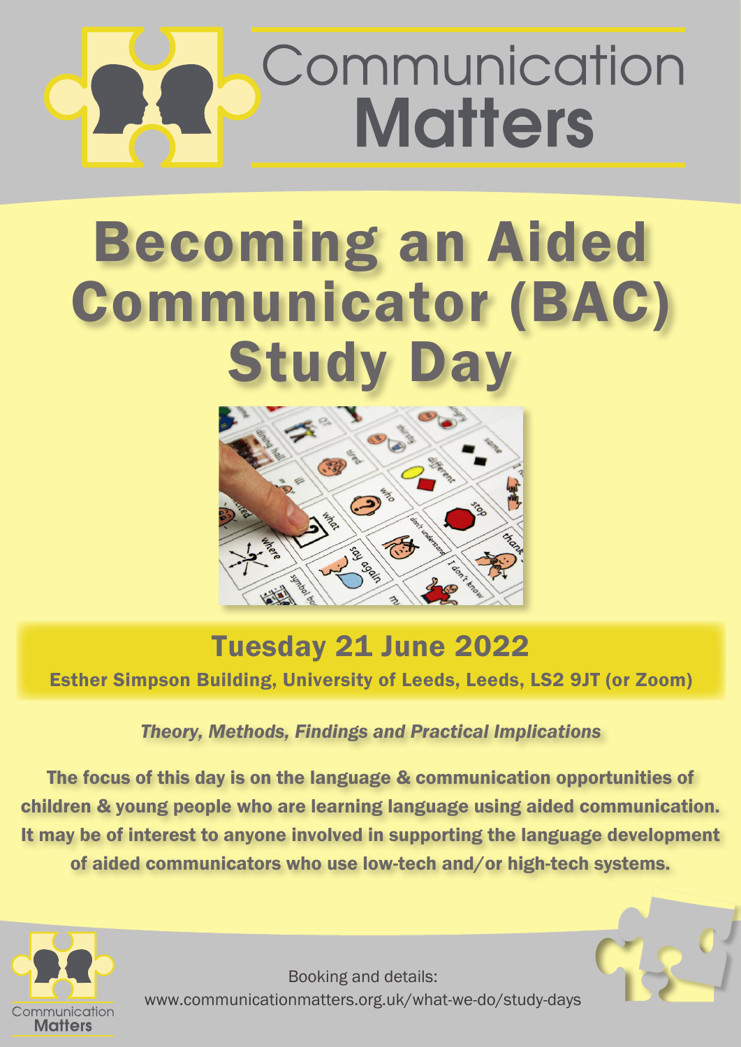# Communication Matters

# Becoming an Aided Communicator (BAC) Study Day

## Tuesday 21 June 2022

**Esther Simpson Building, University of Leeds, Leeds, LS2 9JT (or Zoom)**

***Theory, Methods, Findings and Practical Implications***

**The focus of this day is on the language & communication opportunities of children & young people who are learning language using aided communication. It may be of interest to anyone involved in supporting the language development of aided communicators who use low-tech and/or high-tech systems.**

Booking and details:
www.communicationmatters.org.uk/what-we-do/study-days

Communication Matters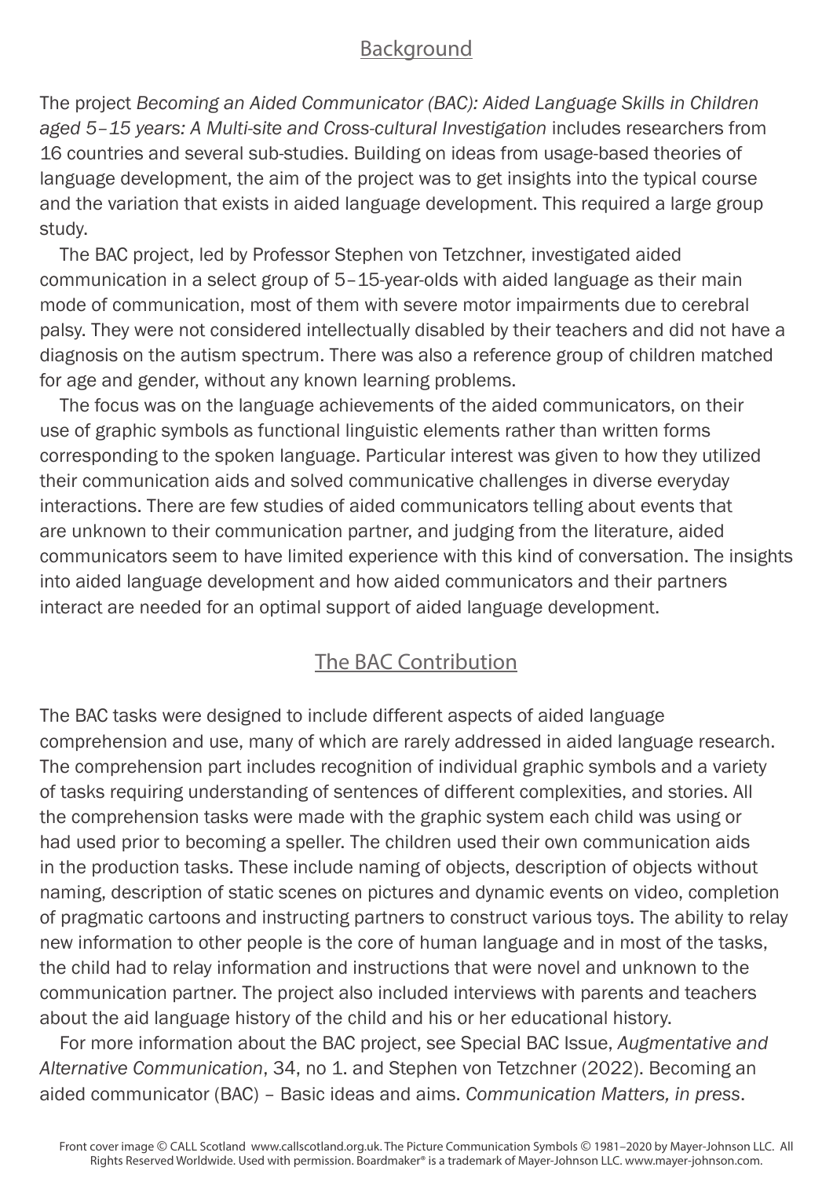## Background

The project *Becoming an Aided Communicator (BAC): Aided Language Skills in Children aged 5–15 years: A Multi-site and Cross-cultural Investigation* includes researchers from 16 countries and several sub-studies. Building on ideas from usage-based theories of language development, the aim of the project was to get insights into the typical course and the variation that exists in aided language development. This required a large group study.

The BAC project, led by Professor Stephen von Tetzchner, investigated aided communication in a select group of 5–15-year-olds with aided language as their main mode of communication, most of them with severe motor impairments due to cerebral palsy. They were not considered intellectually disabled by their teachers and did not have a diagnosis on the autism spectrum. There was also a reference group of children matched for age and gender, without any known learning problems.

The focus was on the language achievements of the aided communicators, on their use of graphic symbols as functional linguistic elements rather than written forms corresponding to the spoken language. Particular interest was given to how they utilized their communication aids and solved communicative challenges in diverse everyday interactions. There are few studies of aided communicators telling about events that are unknown to their communication partner, and judging from the literature, aided communicators seem to have limited experience with this kind of conversation. The insights into aided language development and how aided communicators and their partners interact are needed for an optimal support of aided language development.

## The BAC Contribution

The BAC tasks were designed to include different aspects of aided language comprehension and use, many of which are rarely addressed in aided language research. The comprehension part includes recognition of individual graphic symbols and a variety of tasks requiring understanding of sentences of different complexities, and stories. All the comprehension tasks were made with the graphic system each child was using or had used prior to becoming a speller. The children used their own communication aids in the production tasks. These include naming of objects, description of objects without naming, description of static scenes on pictures and dynamic events on video, completion of pragmatic cartoons and instructing partners to construct various toys. The ability to relay new information to other people is the core of human language and in most of the tasks, the child had to relay information and instructions that were novel and unknown to the communication partner. The project also included interviews with parents and teachers about the aid language history of the child and his or her educational history.

For more information about the BAC project, see Special BAC Issue, *Augmentative and Alternative Communication*, 34, no 1. and Stephen von Tetzchner (2022). Becoming an aided communicator (BAC) – Basic ideas and aims. *Communication Matters, in press*.

Front cover image © CALL Scotland www.callscotland.org.uk. The Picture Communication Symbols © 1981–2020 by Mayer-Johnson LLC. All Rights Reserved Worldwide. Used with permission. Boardmaker® is a trademark of Mayer-Johnson LLC. www.mayer-johnson.com.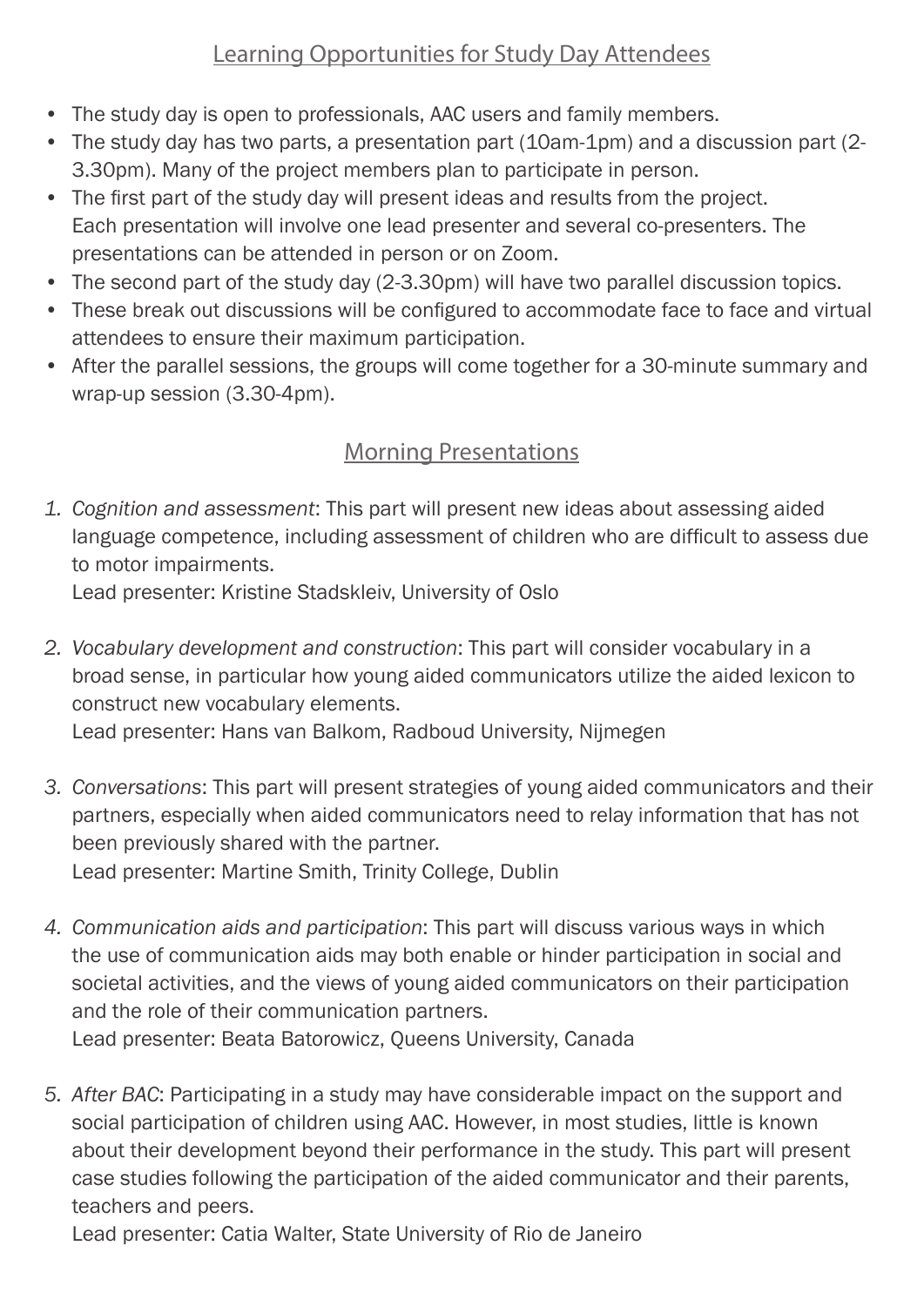## Learning Opportunities for Study Day Attendees

- The study day is open to professionals, AAC users and family members.
- The study day has two parts, a presentation part (10am-1pm) and a discussion part (2-3.30pm). Many of the project members plan to participate in person.
- The first part of the study day will present ideas and results from the project. Each presentation will involve one lead presenter and several co-presenters. The presentations can be attended in person or on Zoom.
- The second part of the study day (2-3.30pm) will have two parallel discussion topics.
- These break out discussions will be configured to accommodate face to face and virtual attendees to ensure their maximum participation.
- After the parallel sessions, the groups will come together for a 30-minute summary and wrap-up session (3.30-4pm).

## Morning Presentations

1. *Cognition and assessment*: This part will present new ideas about assessing aided language competence, including assessment of children who are difficult to assess due to motor impairments.
   Lead presenter: Kristine Stadskleiv, University of Oslo

2. *Vocabulary development and construction*: This part will consider vocabulary in a broad sense, in particular how young aided communicators utilize the aided lexicon to construct new vocabulary elements.
   Lead presenter: Hans van Balkom, Radboud University, Nijmegen

3. *Conversations*: This part will present strategies of young aided communicators and their partners, especially when aided communicators need to relay information that has not been previously shared with the partner.
   Lead presenter: Martine Smith, Trinity College, Dublin

4. *Communication aids and participation*: This part will discuss various ways in which the use of communication aids may both enable or hinder participation in social and societal activities, and the views of young aided communicators on their participation and the role of their communication partners.
   Lead presenter: Beata Batorowicz, Queens University, Canada

5. *After BAC*: Participating in a study may have considerable impact on the support and social participation of children using AAC. However, in most studies, little is known about their development beyond their performance in the study. This part will present case studies following the participation of the aided communicator and their parents, teachers and peers.
   Lead presenter: Catia Walter, State University of Rio de Janeiro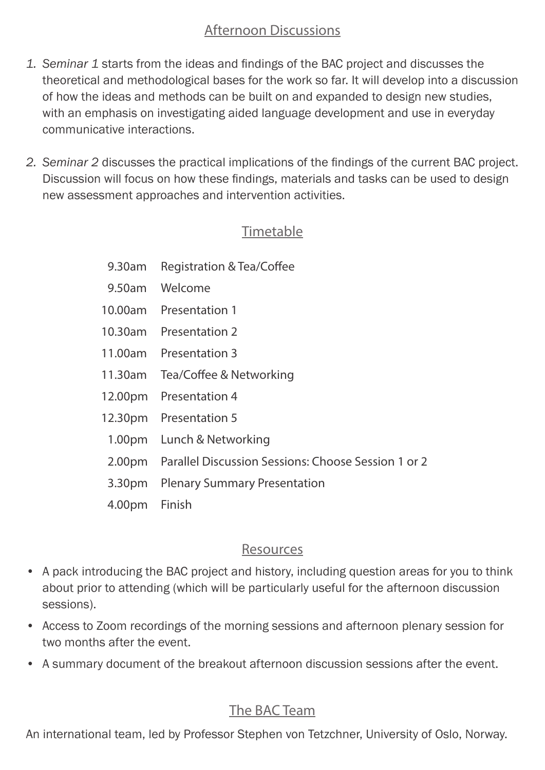## Afternoon Discussions

1. *Seminar 1* starts from the ideas and findings of the BAC project and discusses the theoretical and methodological bases for the work so far. It will develop into a discussion of how the ideas and methods can be built on and expanded to design new studies, with an emphasis on investigating aided language development and use in everyday communicative interactions.

2. *Seminar 2* discusses the practical implications of the findings of the current BAC project. Discussion will focus on how these findings, materials and tasks can be used to design new assessment approaches and intervention activities.

## Timetable

| | |
|---|---|
| 9.30am | Registration & Tea/Coffee |
| 9.50am | Welcome |
| 10.00am | Presentation 1 |
| 10.30am | Presentation 2 |
| 11.00am | Presentation 3 |
| 11.30am | Tea/Coffee & Networking |
| 12.00pm | Presentation 4 |
| 12.30pm | Presentation 5 |
| 1.00pm | Lunch & Networking |
| 2.00pm | Parallel Discussion Sessions: Choose Session 1 or 2 |
| 3.30pm | Plenary Summary Presentation |
| 4.00pm | Finish |

## Resources

- A pack introducing the BAC project and history, including question areas for you to think about prior to attending (which will be particularly useful for the afternoon discussion sessions).
- Access to Zoom recordings of the morning sessions and afternoon plenary session for two months after the event.
- A summary document of the breakout afternoon discussion sessions after the event.

## The BAC Team

An international team, led by Professor Stephen von Tetzchner, University of Oslo, Norway.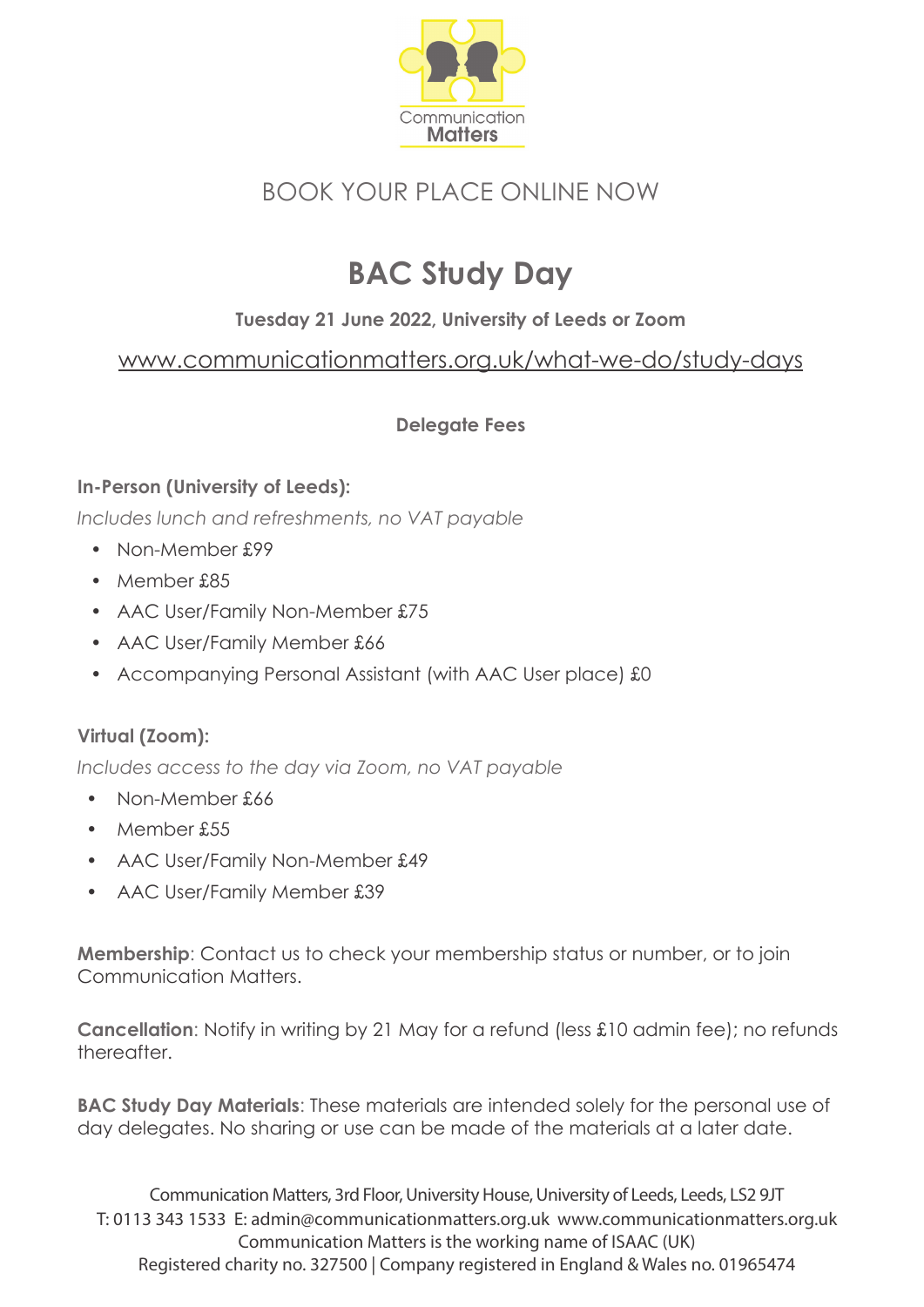Communication Matters

BOOK YOUR PLACE ONLINE NOW

# BAC Study Day

**Tuesday 21 June 2022, University of Leeds or Zoom**

www.communicationmatters.org.uk/what-we-do/study-days

**Delegate Fees**

**In-Person (University of Leeds):**

*Includes lunch and refreshments, no VAT payable*

- Non-Member £99
- Member £85
- AAC User/Family Non-Member £75
- AAC User/Family Member £66
- Accompanying Personal Assistant (with AAC User place) £0

**Virtual (Zoom):**

*Includes access to the day via Zoom, no VAT payable*

- Non-Member £66
- Member £55
- AAC User/Family Non-Member £49
- AAC User/Family Member £39

**Membership**: Contact us to check your membership status or number, or to join Communication Matters.

**Cancellation**: Notify in writing by 21 May for a refund (less £10 admin fee); no refunds thereafter.

**BAC Study Day Materials**: These materials are intended solely for the personal use of day delegates. No sharing or use can be made of the materials at a later date.

Communication Matters, 3rd Floor, University House, University of Leeds, Leeds, LS2 9JT
T: 0113 343 1533 E: admin@communicationmatters.org.uk www.communicationmatters.org.uk
Communication Matters is the working name of ISAAC (UK)
Registered charity no. 327500 | Company registered in England & Wales no. 01965474